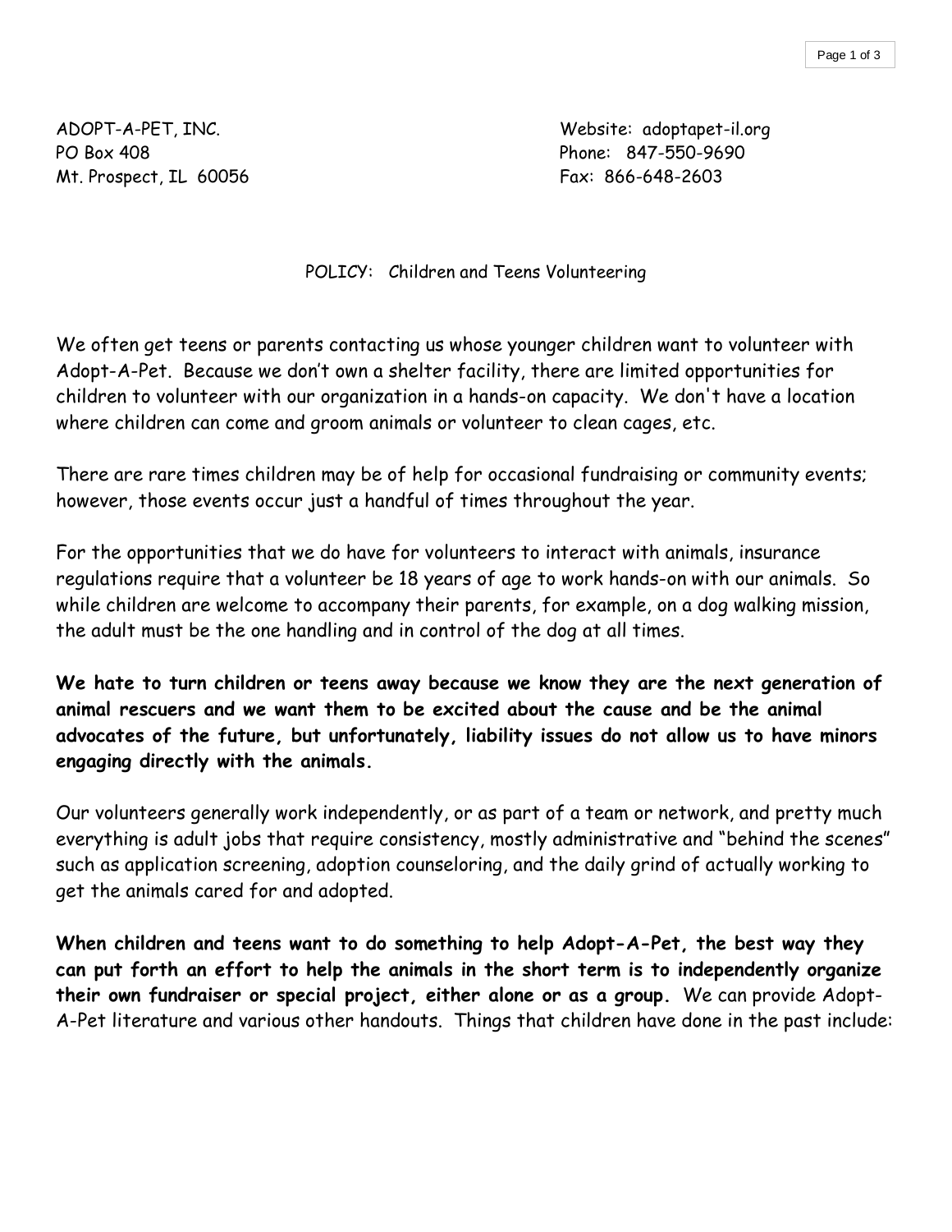ADOPT-A-PET, INC.
PO Box 408
Mt. Prospect, IL 60056

Website: adoptapet-il.org
Phone: 847-550-9690
Fax: 866-648-2603

POLICY: Children and Teens Volunteering

We often get teens or parents contacting us whose younger children want to volunteer with Adopt-A-Pet. Because we don't own a shelter facility, there are limited opportunities for children to volunteer with our organization in a hands-on capacity. We don't have a location where children can come and groom animals or volunteer to clean cages, etc.

There are rare times children may be of help for occasional fundraising or community events; however, those events occur just a handful of times throughout the year.

For the opportunities that we do have for volunteers to interact with animals, insurance regulations require that a volunteer be 18 years of age to work hands-on with our animals. So while children are welcome to accompany their parents, for example, on a dog walking mission, the adult must be the one handling and in control of the dog at all times.

**We hate to turn children or teens away because we know they are the next generation of animal rescuers and we want them to be excited about the cause and be the animal advocates of the future, but unfortunately, liability issues do not allow us to have minors engaging directly with the animals.**

Our volunteers generally work independently, or as part of a team or network, and pretty much everything is adult jobs that require consistency, mostly administrative and "behind the scenes" such as application screening, adoption counseloring, and the daily grind of actually working to get the animals cared for and adopted.

**When children and teens want to do something to help Adopt-A-Pet, the best way they can put forth an effort to help the animals in the short term is to independently organize their own fundraiser or special project, either alone or as a group.** We can provide Adopt-A-Pet literature and various other handouts. Things that children have done in the past include: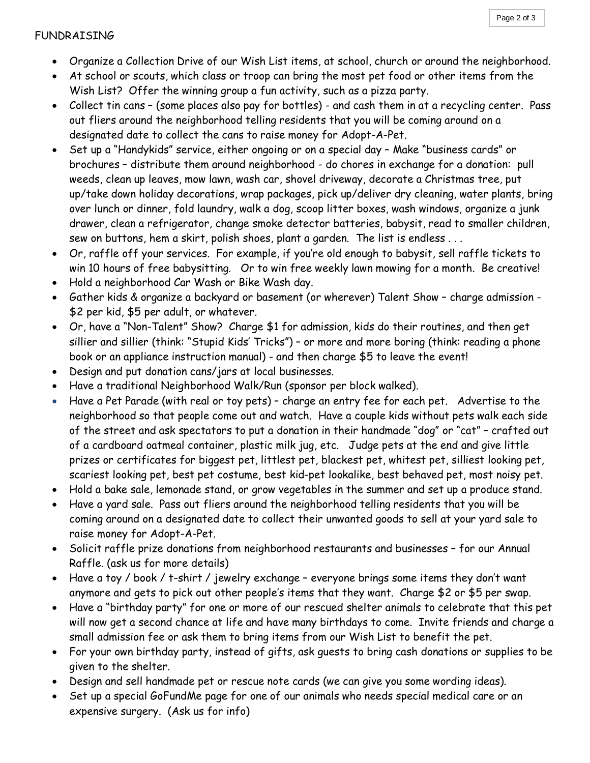FUNDRAISING

- Organize a Collection Drive of our Wish List items, at school, church or around the neighborhood.
- At school or scouts, which class or troop can bring the most pet food or other items from the Wish List? Offer the winning group a fun activity, such as a pizza party.
- Collect tin cans – (some places also pay for bottles) - and cash them in at a recycling center. Pass out fliers around the neighborhood telling residents that you will be coming around on a designated date to collect the cans to raise money for Adopt-A-Pet.
- Set up a "Handykids" service, either ongoing or on a special day – Make "business cards" or brochures – distribute them around neighborhood - do chores in exchange for a donation: pull weeds, clean up leaves, mow lawn, wash car, shovel driveway, decorate a Christmas tree, put up/take down holiday decorations, wrap packages, pick up/deliver dry cleaning, water plants, bring over lunch or dinner, fold laundry, walk a dog, scoop litter boxes, wash windows, organize a junk drawer, clean a refrigerator, change smoke detector batteries, babysit, read to smaller children, sew on buttons, hem a skirt, polish shoes, plant a garden. The list is endless . . .
- Or, raffle off your services. For example, if you're old enough to babysit, sell raffle tickets to win 10 hours of free babysitting. Or to win free weekly lawn mowing for a month. Be creative!
- Hold a neighborhood Car Wash or Bike Wash day.
- Gather kids & organize a backyard or basement (or wherever) Talent Show – charge admission - $2 per kid, $5 per adult, or whatever.
- Or, have a "Non-Talent" Show? Charge $1 for admission, kids do their routines, and then get sillier and sillier (think: "Stupid Kids' Tricks") – or more and more boring (think: reading a phone book or an appliance instruction manual) - and then charge $5 to leave the event!
- Design and put donation cans/jars at local businesses.
- Have a traditional Neighborhood Walk/Run (sponsor per block walked).
- Have a Pet Parade (with real or toy pets) – charge an entry fee for each pet. Advertise to the neighborhood so that people come out and watch. Have a couple kids without pets walk each side of the street and ask spectators to put a donation in their handmade "dog" or "cat" – crafted out of a cardboard oatmeal container, plastic milk jug, etc. Judge pets at the end and give little prizes or certificates for biggest pet, littlest pet, blackest pet, whitest pet, silliest looking pet, scariest looking pet, best pet costume, best kid-pet lookalike, best behaved pet, most noisy pet.
- Hold a bake sale, lemonade stand, or grow vegetables in the summer and set up a produce stand.
- Have a yard sale. Pass out fliers around the neighborhood telling residents that you will be coming around on a designated date to collect their unwanted goods to sell at your yard sale to raise money for Adopt-A-Pet.
- Solicit raffle prize donations from neighborhood restaurants and businesses – for our Annual Raffle. (ask us for more details)
- Have a toy / book / t-shirt / jewelry exchange – everyone brings some items they don't want anymore and gets to pick out other people's items that they want. Charge $2 or $5 per swap.
- Have a "birthday party" for one or more of our rescued shelter animals to celebrate that this pet will now get a second chance at life and have many birthdays to come. Invite friends and charge a small admission fee or ask them to bring items from our Wish List to benefit the pet.
- For your own birthday party, instead of gifts, ask guests to bring cash donations or supplies to be given to the shelter.
- Design and sell handmade pet or rescue note cards (we can give you some wording ideas).
- Set up a special GoFundMe page for one of our animals who needs special medical care or an expensive surgery. (Ask us for info)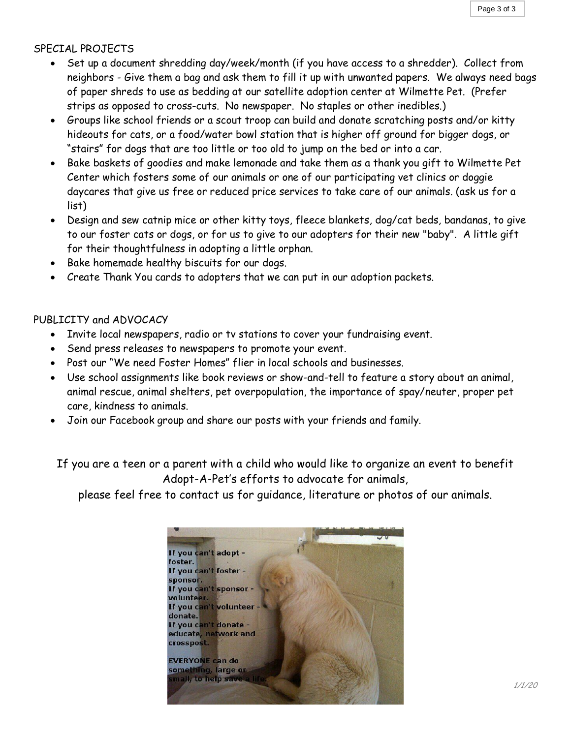## SPECIAL PROJECTS

- Set up a document shredding day/week/month (if you have access to a shredder). Collect from neighbors - Give them a bag and ask them to fill it up with unwanted papers. We always need bags of paper shreds to use as bedding at our satellite adoption center at Wilmette Pet. (Prefer strips as opposed to cross-cuts. No newspaper. No staples or other inedibles.)
- Groups like school friends or a scout troop can build and donate scratching posts and/or kitty hideouts for cats, or a food/water bowl station that is higher off ground for bigger dogs, or "stairs" for dogs that are too little or too old to jump on the bed or into a car.
- Bake baskets of goodies and make lemonade and take them as a thank you gift to Wilmette Pet Center which fosters some of our animals or one of our participating vet clinics or doggie daycares that give us free or reduced price services to take care of our animals. (ask us for a list)
- Design and sew catnip mice or other kitty toys, fleece blankets, dog/cat beds, bandanas, to give to our foster cats or dogs, or for us to give to our adopters for their new "baby". A little gift for their thoughtfulness in adopting a little orphan.
- Bake homemade healthy biscuits for our dogs.
- Create Thank You cards to adopters that we can put in our adoption packets.

## PUBLICITY and ADVOCACY

- Invite local newspapers, radio or tv stations to cover your fundraising event.
- Send press releases to newspapers to promote your event.
- Post our "We need Foster Homes" flier in local schools and businesses.
- Use school assignments like book reviews or show-and-tell to feature a story about an animal, animal rescue, animal shelters, pet overpopulation, the importance of spay/neuter, proper pet care, kindness to animals.
- Join our Facebook group and share our posts with your friends and family.

If you are a teen or a parent with a child who would like to organize an event to benefit Adopt-A-Pet's efforts to advocate for animals, please feel free to contact us for guidance, literature or photos of our animals.

If you can't adopt - foster.
If you can't foster - sponsor.
If you can't sponsor - volunteer.
If you can't volunteer - donate.
If you can't donate - educate, network and crosspost.

EVERYONE can do something, large or small, to help save a life.

*1/1/20*